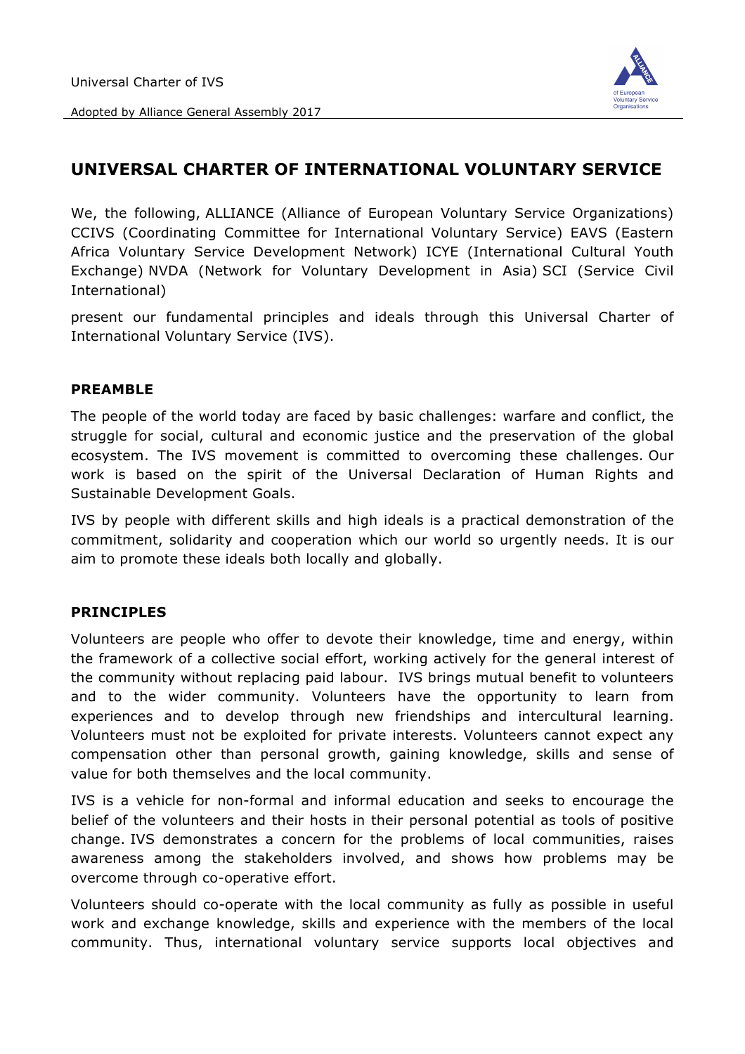# UNIVERSAL CHARTER OF INTERNATIONAL VOLUNTARY SERVICE

We, the following, ALLIANCE (Alliance of European Voluntary Service Organizations) CCIVS (Coordinating Committee for International Voluntary Service) EAVS (Eastern Africa Voluntary Service Development Network) ICYE (International Cultural Youth Exchange) NVDA (Network for Voluntary Development in Asia) SCI (Service Civil International)

present our fundamental principles and ideals through this Universal Charter of International Voluntary Service (IVS).

## PREAMBLE

The people of the world today are faced by basic challenges: warfare and conflict, the struggle for social, cultural and economic justice and the preservation of the global ecosystem. The IVS movement is committed to overcoming these challenges. Our work is based on the spirit of the Universal Declaration of Human Rights and Sustainable Development Goals.

IVS by people with different skills and high ideals is a practical demonstration of the commitment, solidarity and cooperation which our world so urgently needs. It is our aim to promote these ideals both locally and globally.

## PRINCIPLES

Volunteers are people who offer to devote their knowledge, time and energy, within the framework of a collective social effort, working actively for the general interest of the community without replacing paid labour. IVS brings mutual benefit to volunteers and to the wider community. Volunteers have the opportunity to learn from experiences and to develop through new friendships and intercultural learning. Volunteers must not be exploited for private interests. Volunteers cannot expect any compensation other than personal growth, gaining knowledge, skills and sense of value for both themselves and the local community.

IVS is a vehicle for non-formal and informal education and seeks to encourage the belief of the volunteers and their hosts in their personal potential as tools of positive change. IVS demonstrates a concern for the problems of local communities, raises awareness among the stakeholders involved, and shows how problems may be overcome through co-operative effort.

Volunteers should co-operate with the local community as fully as possible in useful work and exchange knowledge, skills and experience with the members of the local community. Thus, international voluntary service supports local objectives and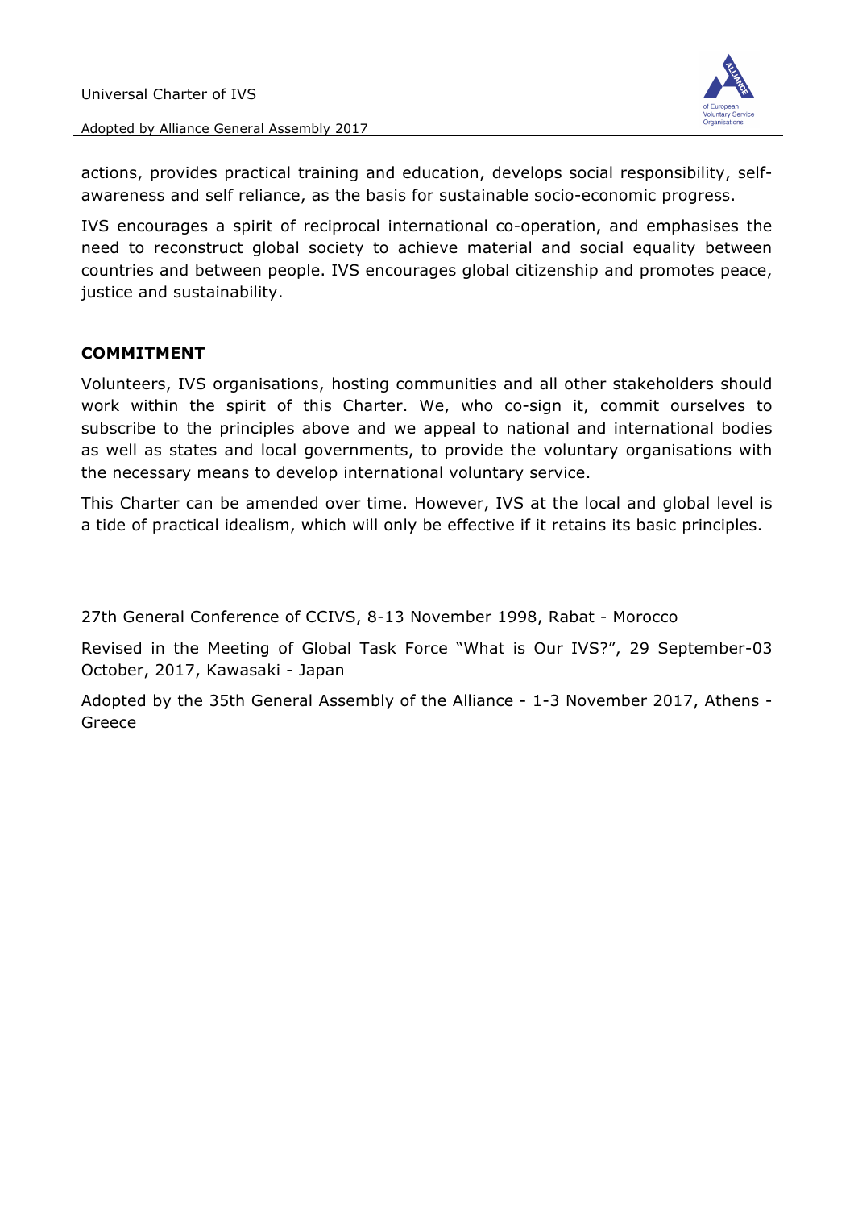actions, provides practical training and education, develops social responsibility, self-awareness and self reliance, as the basis for sustainable socio-economic progress.

IVS encourages a spirit of reciprocal international co-operation, and emphasises the need to reconstruct global society to achieve material and social equality between countries and between people. IVS encourages global citizenship and promotes peace, justice and sustainability.

## COMMITMENT

Volunteers, IVS organisations, hosting communities and all other stakeholders should work within the spirit of this Charter. We, who co-sign it, commit ourselves to subscribe to the principles above and we appeal to national and international bodies as well as states and local governments, to provide the voluntary organisations with the necessary means to develop international voluntary service.

This Charter can be amended over time. However, IVS at the local and global level is a tide of practical idealism, which will only be effective if it retains its basic principles.

27th General Conference of CCIVS, 8-13 November 1998, Rabat - Morocco

Revised in the Meeting of Global Task Force "What is Our IVS?", 29 September-03 October, 2017, Kawasaki - Japan

Adopted by the 35th General Assembly of the Alliance - 1-3 November 2017, Athens - Greece